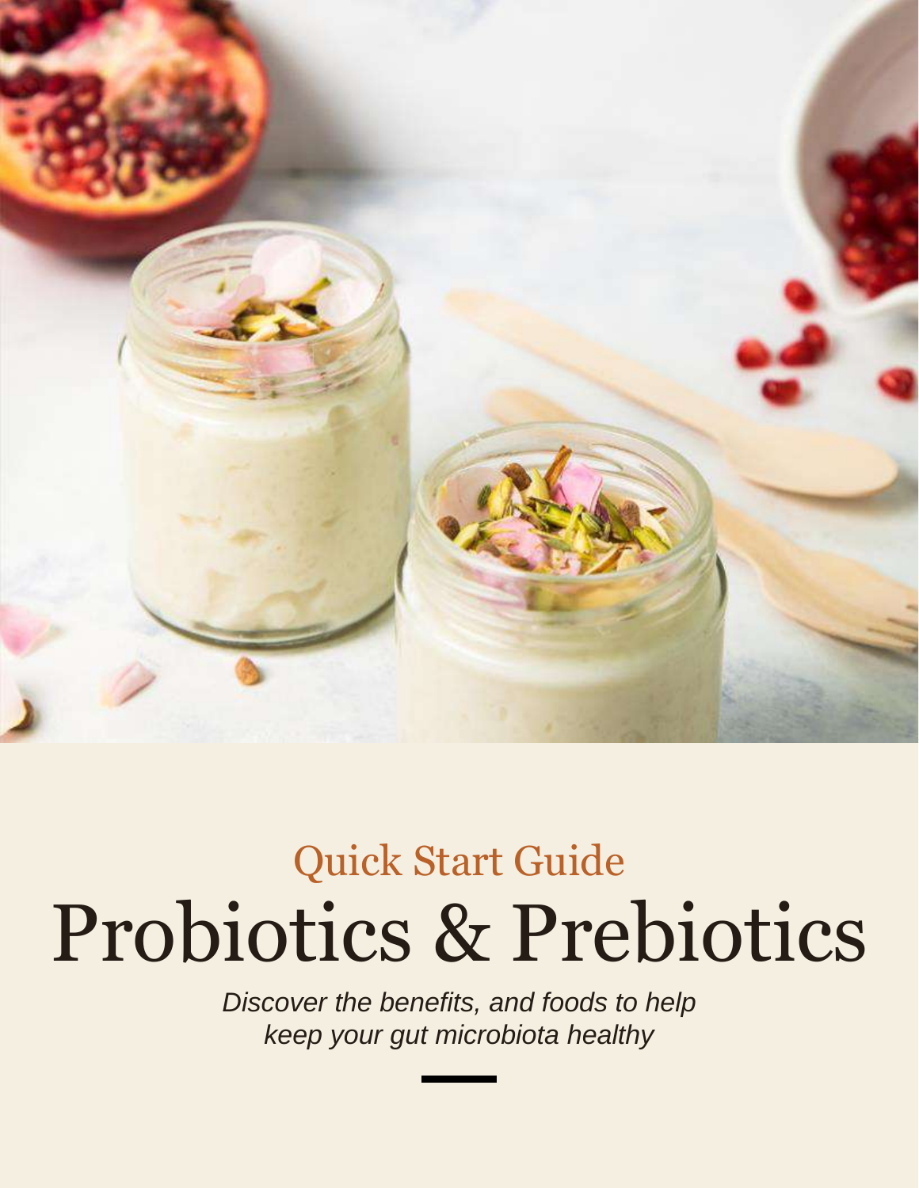Quick Start Guide

# Probiotics & Prebiotics

*Discover the benefits, and foods to help keep your gut microbiota healthy*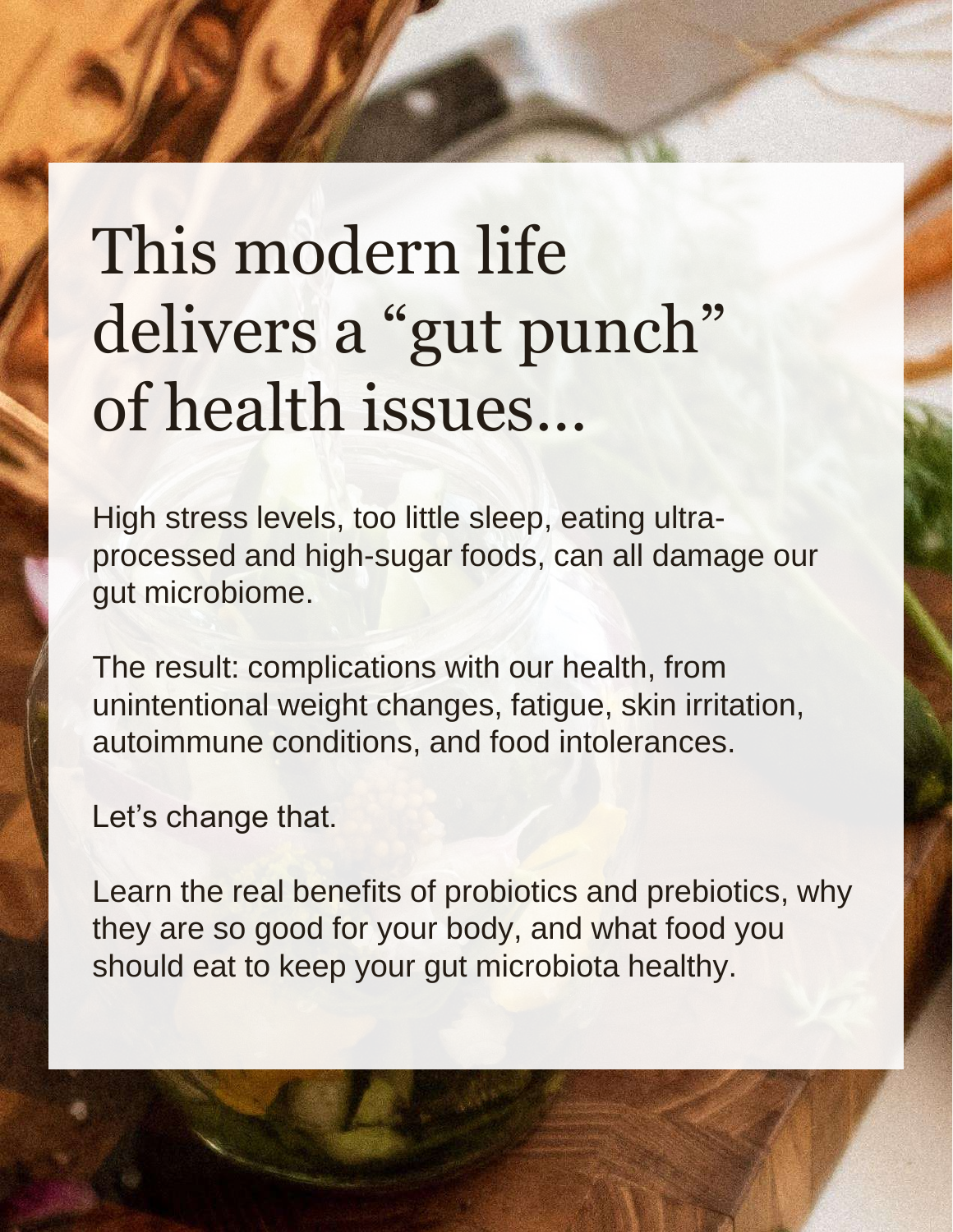# This modern life delivers a "gut punch" of health issues...

High stress levels, too little sleep, eating ultra-processed and high-sugar foods, can all damage our gut microbiome.

The result: complications with our health, from unintentional weight changes, fatigue, skin irritation, autoimmune conditions, and food intolerances.

Let's change that.

Learn the real benefits of probiotics and prebiotics, why they are so good for your body, and what food you should eat to keep your gut microbiota healthy.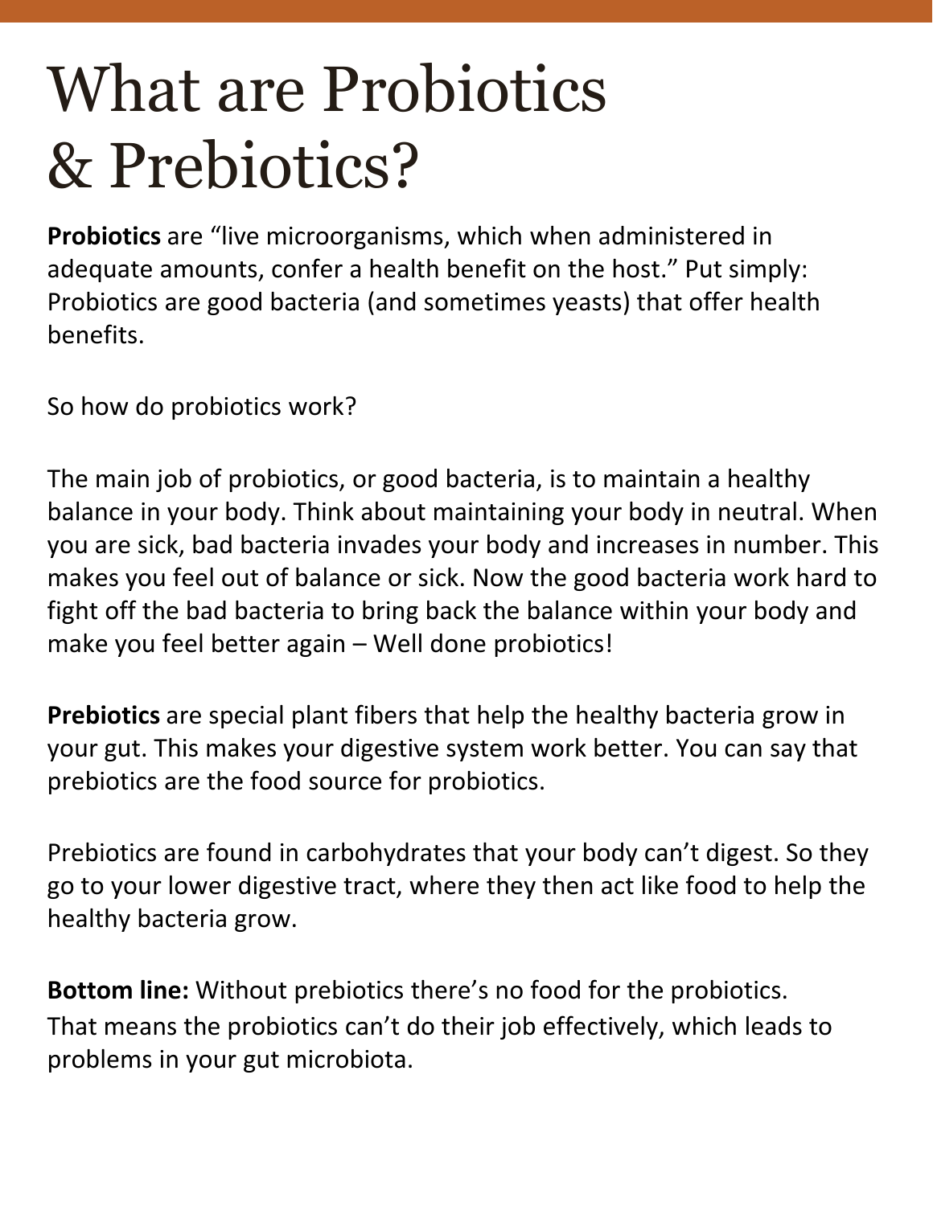# What are Probiotics & Prebiotics?

**Probiotics** are “live microorganisms, which when administered in adequate amounts, confer a health benefit on the host.” Put simply: Probiotics are good bacteria (and sometimes yeasts) that offer health benefits.

So how do probiotics work?

The main job of probiotics, or good bacteria, is to maintain a healthy balance in your body. Think about maintaining your body in neutral. When you are sick, bad bacteria invades your body and increases in number. This makes you feel out of balance or sick. Now the good bacteria work hard to fight off the bad bacteria to bring back the balance within your body and make you feel better again – Well done probiotics!

**Prebiotics** are special plant fibers that help the healthy bacteria grow in your gut. This makes your digestive system work better. You can say that prebiotics are the food source for probiotics.

Prebiotics are found in carbohydrates that your body can’t digest. So they go to your lower digestive tract, where they then act like food to help the healthy bacteria grow.

**Bottom line:** Without prebiotics there’s no food for the probiotics. That means the probiotics can’t do their job effectively, which leads to problems in your gut microbiota.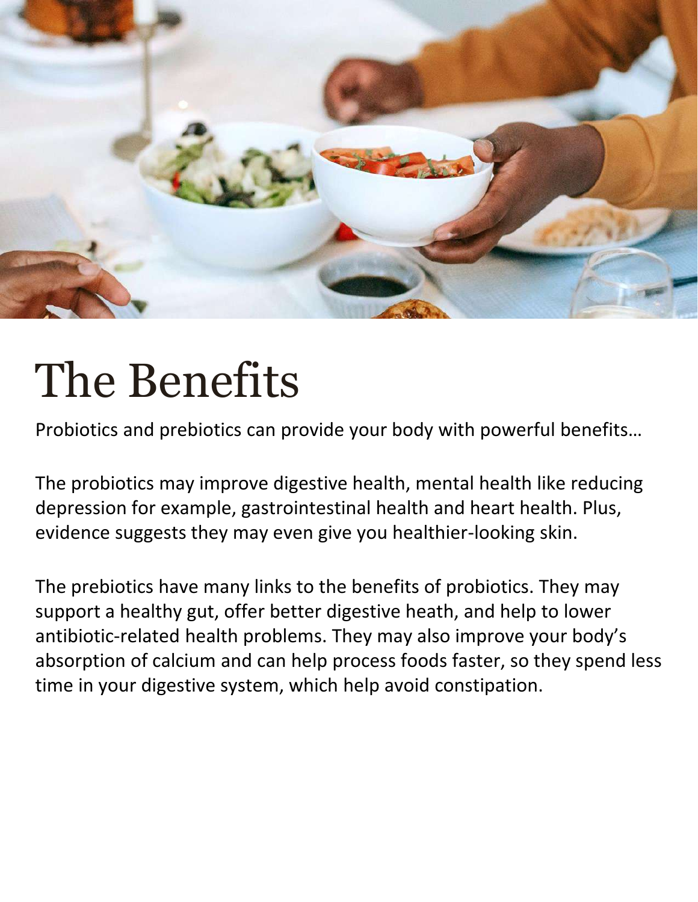# The Benefits

Probiotics and prebiotics can provide your body with powerful benefits…

The probiotics may improve digestive health, mental health like reducing depression for example, gastrointestinal health and heart health. Plus, evidence suggests they may even give you healthier-looking skin.

The prebiotics have many links to the benefits of probiotics. They may support a healthy gut, offer better digestive heath, and help to lower antibiotic-related health problems. They may also improve your body's absorption of calcium and can help process foods faster, so they spend less time in your digestive system, which help avoid constipation.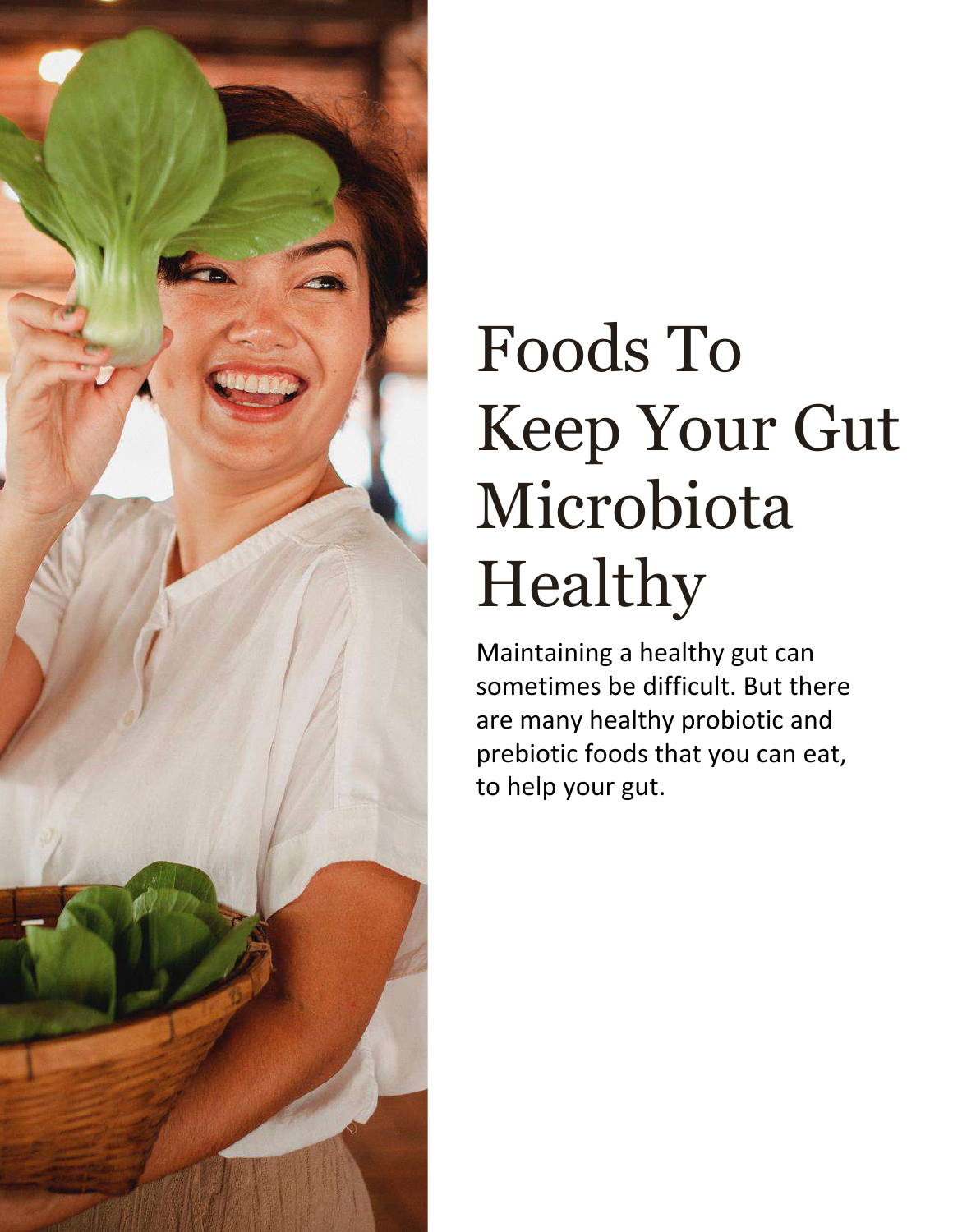# Foods To Keep Your Gut Microbiota Healthy

Maintaining a healthy gut can sometimes be difficult. But there are many healthy probiotic and prebiotic foods that you can eat, to help your gut.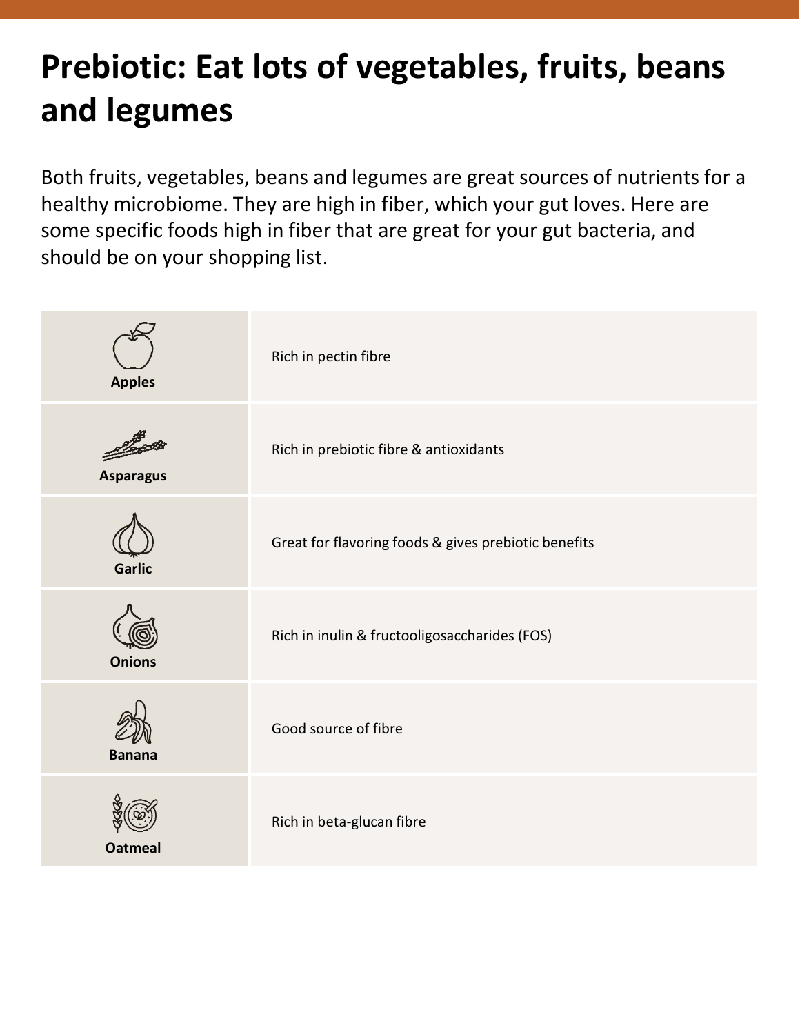# Prebiotic: Eat lots of vegetables, fruits, beans and legumes

Both fruits, vegetables, beans and legumes are great sources of nutrients for a healthy microbiome. They are high in fiber, which your gut loves. Here are some specific foods high in fiber that are great for your gut bacteria, and should be on your shopping list.

| Food | Benefit |
| --- | --- |
| **Apples** | Rich in pectin fibre |
| **Asparagus** | Rich in prebiotic fibre & antioxidants |
| **Garlic** | Great for flavoring foods & gives prebiotic benefits |
| **Onions** | Rich in inulin & fructooligosaccharides (FOS) |
| **Banana** | Good source of fibre |
| **Oatmeal** | Rich in beta-glucan fibre |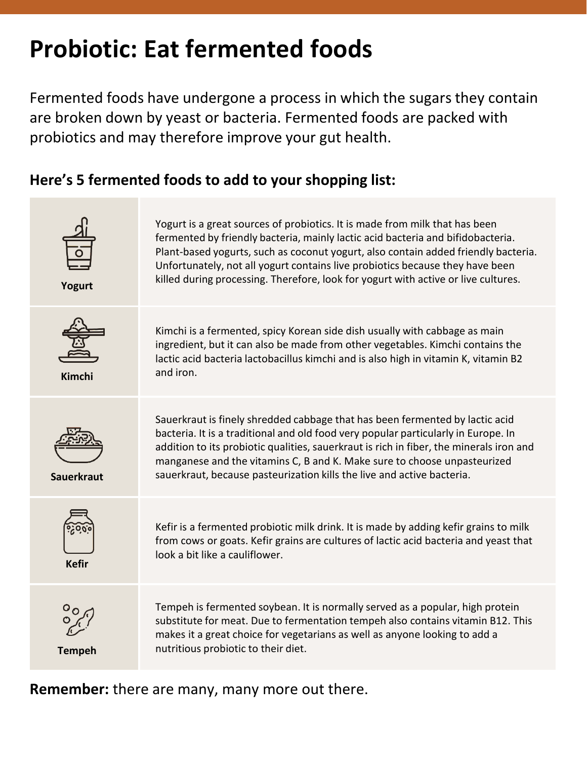# Probiotic: Eat fermented foods

Fermented foods have undergone a process in which the sugars they contain are broken down by yeast or bacteria. Fermented foods are packed with probiotics and may therefore improve your gut health.

### Here's 5 fermented foods to add to your shopping list:

| | |
|---|---|
| **Yogurt** | Yogurt is a great sources of probiotics. It is made from milk that has been fermented by friendly bacteria, mainly lactic acid bacteria and bifidobacteria. Plant-based yogurts, such as coconut yogurt, also contain added friendly bacteria. Unfortunately, not all yogurt contains live probiotics because they have been killed during processing. Therefore, look for yogurt with active or live cultures. |
| **Kimchi** | Kimchi is a fermented, spicy Korean side dish usually with cabbage as main ingredient, but it can also be made from other vegetables. Kimchi contains the lactic acid bacteria lactobacillus kimchi and is also high in vitamin K, vitamin B2 and iron. |
| **Sauerkraut** | Sauerkraut is finely shredded cabbage that has been fermented by lactic acid bacteria. It is a traditional and old food very popular particularly in Europe. In addition to its probiotic qualities, sauerkraut is rich in fiber, the minerals iron and manganese and the vitamins C, B and K. Make sure to choose unpasteurized sauerkraut, because pasteurization kills the live and active bacteria. |
| **Kefir** | Kefir is a fermented probiotic milk drink. It is made by adding kefir grains to milk from cows or goats. Kefir grains are cultures of lactic acid bacteria and yeast that look a bit like a cauliflower. |
| **Tempeh** | Tempeh is fermented soybean. It is normally served as a popular, high protein substitute for meat. Due to fermentation tempeh also contains vitamin B12. This makes it a great choice for vegetarians as well as anyone looking to add a nutritious probiotic to their diet. |

**Remember:** there are many, many more out there.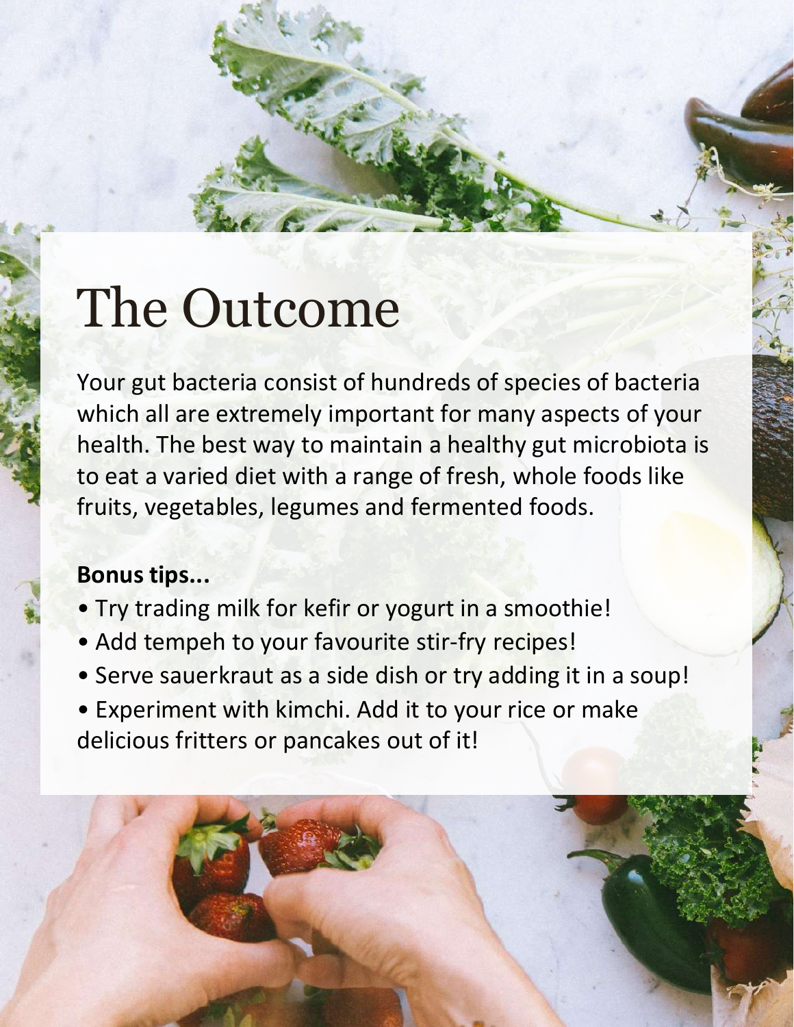# The Outcome

Your gut bacteria consist of hundreds of species of bacteria which all are extremely important for many aspects of your health. The best way to maintain a healthy gut microbiota is to eat a varied diet with a range of fresh, whole foods like fruits, vegetables, legumes and fermented foods.

**Bonus tips...**

- Try trading milk for kefir or yogurt in a smoothie!
- Add tempeh to your favourite stir-fry recipes!
- Serve sauerkraut as a side dish or try adding it in a soup!
- Experiment with kimchi. Add it to your rice or make delicious fritters or pancakes out of it!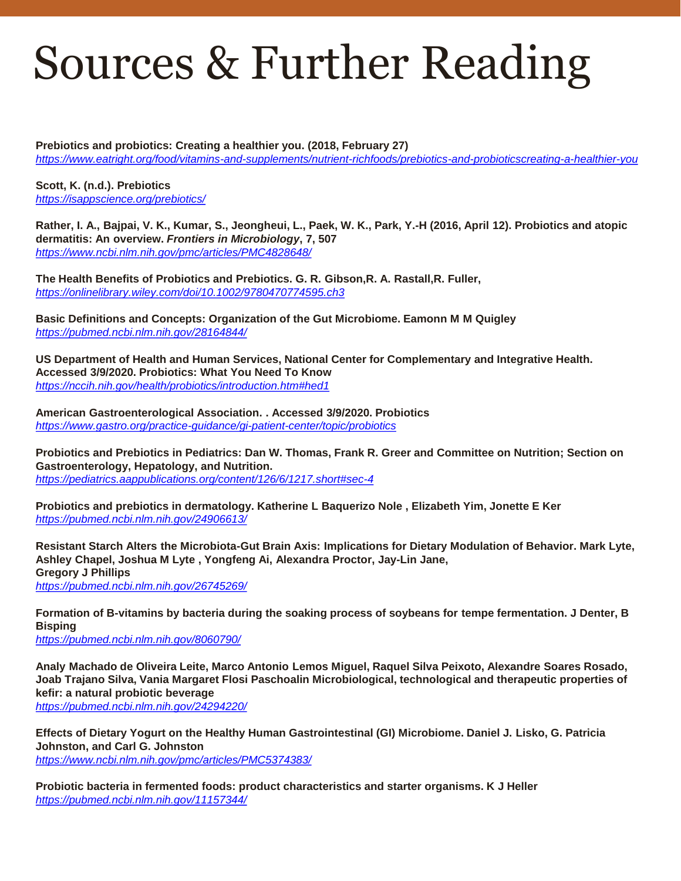# Sources & Further Reading

**Prebiotics and probiotics: Creating a healthier you. (2018, February 27)**
*https://www.eatright.org/food/vitamins-and-supplements/nutrient-richfoods/prebiotics-and-probioticscreating-a-healthier-you*

**Scott, K. (n.d.). Prebiotics**
*https://isappscience.org/prebiotics/*

**Rather, I. A., Bajpai, V. K., Kumar, S., Jeongheui, L., Paek, W. K., Park, Y.-H (2016, April 12). Probiotics and atopic dermatitis: An overview. *Frontiers in Microbiology*, 7, 507**
*https://www.ncbi.nlm.nih.gov/pmc/articles/PMC4828648/*

**The Health Benefits of Probiotics and Prebiotics. G. R. Gibson,R. A. Rastall,R. Fuller,**
*https://onlinelibrary.wiley.com/doi/10.1002/9780470774595.ch3*

**Basic Definitions and Concepts: Organization of the Gut Microbiome. Eamonn M M Quigley**
*https://pubmed.ncbi.nlm.nih.gov/28164844/*

**US Department of Health and Human Services, National Center for Complementary and Integrative Health. Accessed 3/9/2020. Probiotics: What You Need To Know**
*https://nccih.nih.gov/health/probiotics/introduction.htm#hed1*

**American Gastroenterological Association. . Accessed 3/9/2020. Probiotics**
*https://www.gastro.org/practice-guidance/gi-patient-center/topic/probiotics*

**Probiotics and Prebiotics in Pediatrics: Dan W. Thomas, Frank R. Greer and Committee on Nutrition; Section on Gastroenterology, Hepatology, and Nutrition.**
*https://pediatrics.aappublications.org/content/126/6/1217.short#sec-4*

**Probiotics and prebiotics in dermatology. Katherine L Baquerizo Nole , Elizabeth Yim, Jonette E Ker**
*https://pubmed.ncbi.nlm.nih.gov/24906613/*

**Resistant Starch Alters the Microbiota-Gut Brain Axis: Implications for Dietary Modulation of Behavior. Mark Lyte, Ashley Chapel, Joshua M Lyte , Yongfeng Ai, Alexandra Proctor, Jay-Lin Jane, Gregory J Phillips**
*https://pubmed.ncbi.nlm.nih.gov/26745269/*

**Formation of B-vitamins by bacteria during the soaking process of soybeans for tempe fermentation. J Denter, B Bisping**
*https://pubmed.ncbi.nlm.nih.gov/8060790/*

**Analy Machado de Oliveira Leite, Marco Antonio Lemos Miguel, Raquel Silva Peixoto, Alexandre Soares Rosado, Joab Trajano Silva, Vania Margaret Flosi Paschoalin Microbiological, technological and therapeutic properties of kefir: a natural probiotic beverage**
*https://pubmed.ncbi.nlm.nih.gov/24294220/*

**Effects of Dietary Yogurt on the Healthy Human Gastrointestinal (GI) Microbiome. Daniel J. Lisko, G. Patricia Johnston, and Carl G. Johnston**
*https://www.ncbi.nlm.nih.gov/pmc/articles/PMC5374383/*

**Probiotic bacteria in fermented foods: product characteristics and starter organisms. K J Heller**
*https://pubmed.ncbi.nlm.nih.gov/11157344/*